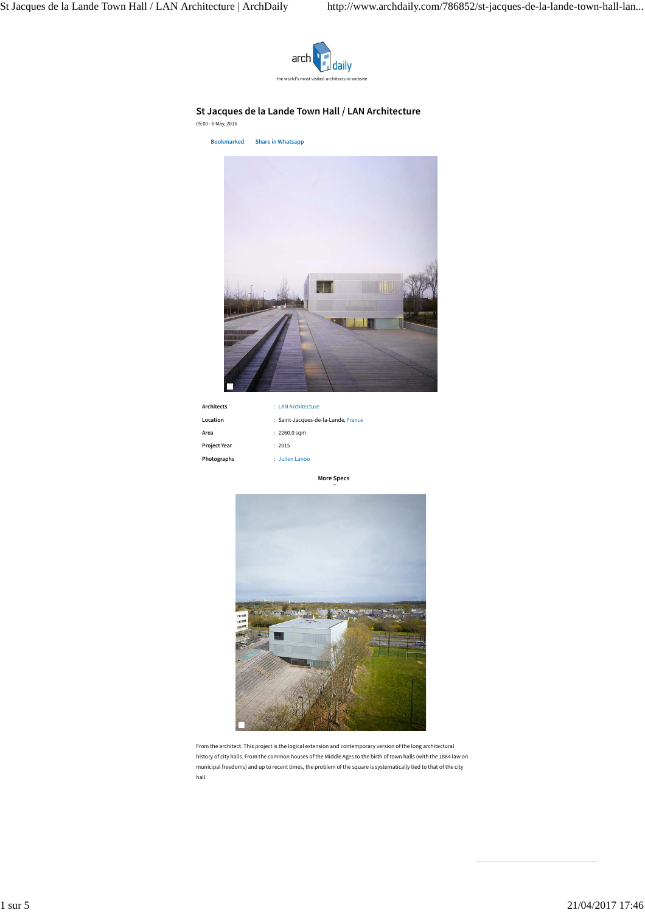# St Jacques de la Lande Town Hall / LAN Architecture

05:00 - 6 May, 2016

Bookmarked    Share in Whatsapp

| | |
|---|---|
| **Architects** | : LAN Architecture |
| **Location** | : Saint-Jacques-de-la-Lande, France |
| **Area** | : 2260.0 sqm |
| **Project Year** | : 2015 |
| **Photographs** | : Julien Lanoo |

More Specs

From the architect. This project is the logical extension and contemporary version of the long architectural history of city halls. From the common houses of the Middle Ages to the birth of town halls (with the 1884 law on municipal freedoms) and up to recent times, the problem of the square is systematically tied to that of the city hall.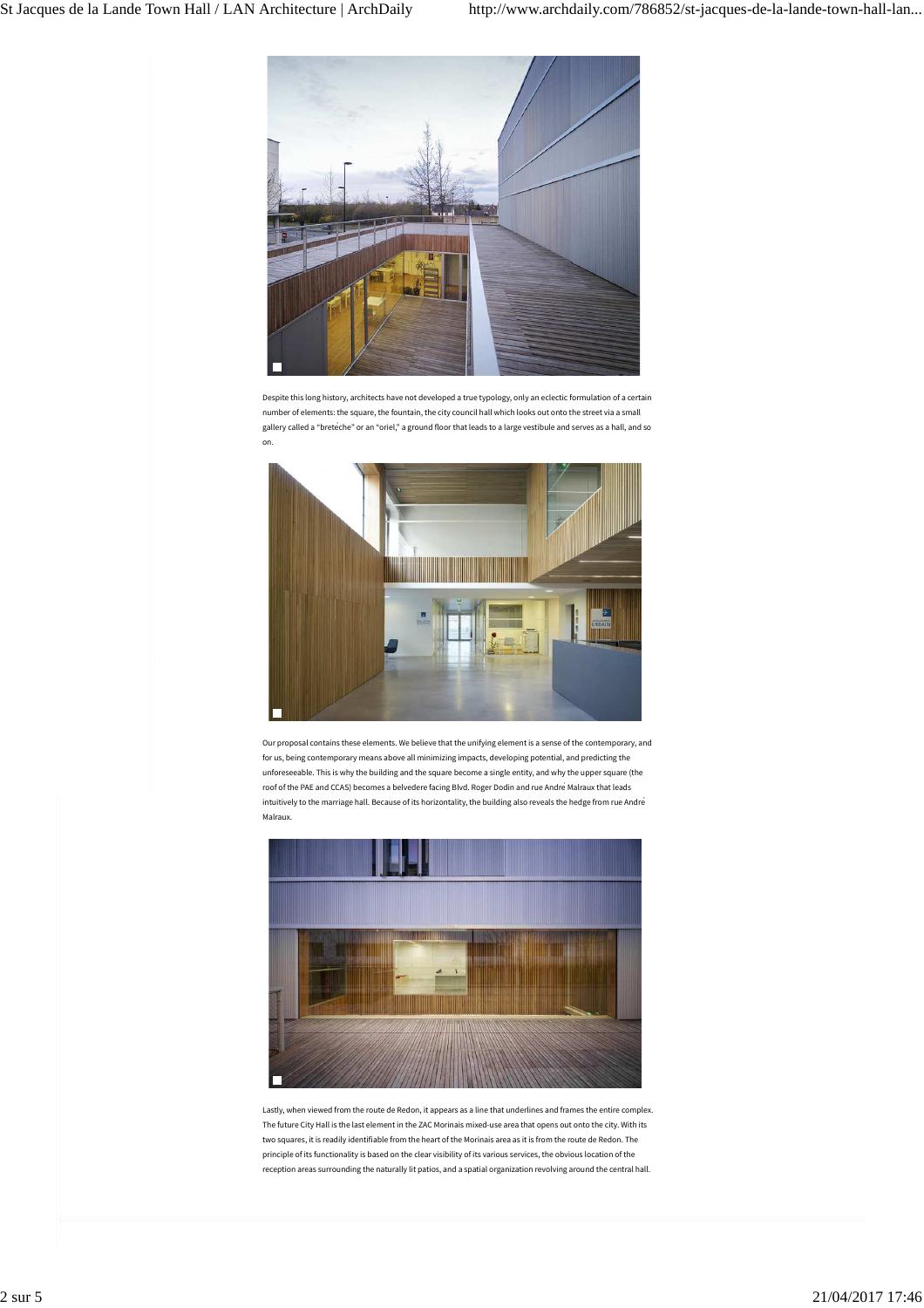Despite this long history, architects have not developed a true typology, only an eclectic formulation of a certain number of elements: the square, the fountain, the city council hall which looks out onto the street via a small gallery called a "bretèche" or an "oriel," a ground floor that leads to a large vestibule and serves as a hall, and so on.

Our proposal contains these elements. We believe that the unifying element is a sense of the contemporary, and for us, being contemporary means above all minimizing impacts, developing potential, and predicting the unforeseeable. This is why the building and the square become a single entity, and why the upper square (the roof of the PAE and CCAS) becomes a belvedere facing Blvd. Roger Dodin and rue André Malraux that leads intuitively to the marriage hall. Because of its horizontality, the building also reveals the hedge from rue André Malraux.

Lastly, when viewed from the route de Redon, it appears as a line that underlines and frames the entire complex. The future City Hall is the last element in the ZAC Morinais mixed-use area that opens out onto the city. With its two squares, it is readily identifiable from the heart of the Morinais area as it is from the route de Redon. The principle of its functionality is based on the clear visibility of its various services, the obvious location of the reception areas surrounding the naturally lit patios, and a spatial organization revolving around the central hall.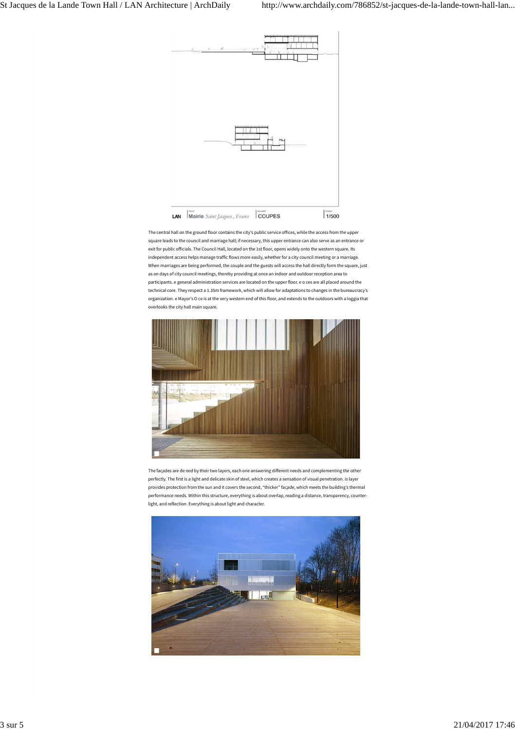LAN | Mairie *Saint Jacques, France* | COUPES | 1/500

The central hall on the ground floor contains the city's public service offices, while the access from the upper square leads to the council and marriage hall; if necessary, this upper entrance can also serve as an entrance or exit for public officials. The Council Hall, located on the 1st floor, opens widely onto the western square. Its independent access helps manage traffic flows more easily, whether for a city council meeting or a marriage. When marriages are being performed, the couple and the guests will access the hall directly form the square, just as on days of city council meetings, thereby providing at once an indoor and outdoor reception area to participants. e general administration services are located on the upper floor. e o ces are all placed around the technical core. They respect a 1.35m framework, which will allow for adaptations to changes in the bureaucracy's organization. e Mayor's O ce is at the very western end of this floor, and extends to the outdoors with a loggia that overlooks the city hall main square.

The façades are de ned by their two layers, each one answering different needs and complementing the other perfectly. The first is a light and delicate skin of steel, which creates a sensation of visual penetration. is layer provides protection from the sun and it covers the second, "thicker" façade, which meets the building's thermal performance needs. Within this structure, everything is about overlap, reading a distance, transparency, counter-light, and reflection. Everything is about light and character.